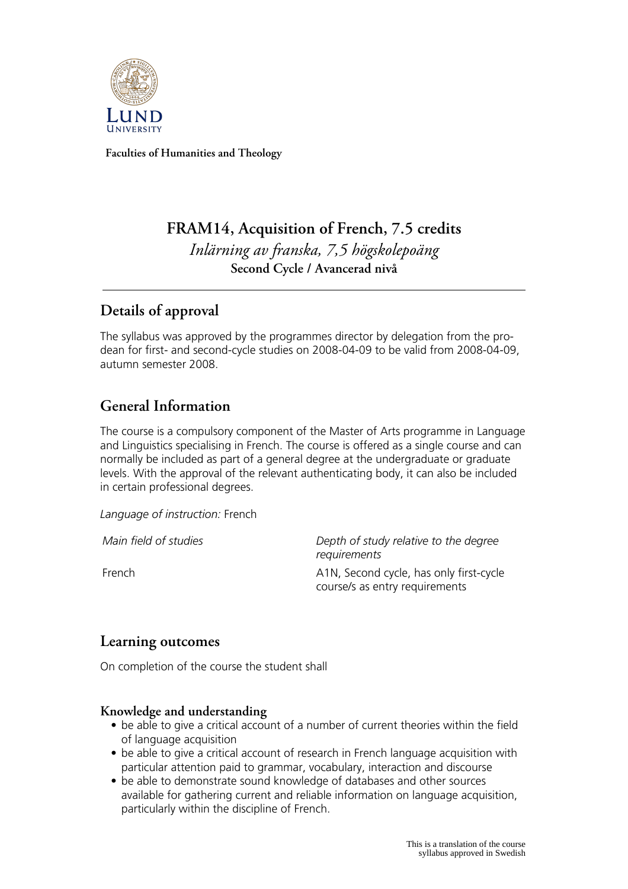Faculties of Humanities and Theology

# FRAM14, Acquisition of French, 7.5 credits

*Inlärning av franska, 7,5 högskolepoäng*

**Second Cycle / Avancerad nivå**

## Details of approval

The syllabus was approved by the programmes director by delegation from the pro-dean for first- and second-cycle studies on 2008-04-09 to be valid from 2008-04-09, autumn semester 2008.

## General Information

The course is a compulsory component of the Master of Arts programme in Language and Linguistics specialising in French. The course is offered as a single course and can normally be included as part of a general degree at the undergraduate or graduate levels. With the approval of the relevant authenticating body, it can also be included in certain professional degrees.

*Language of instruction:* French

| *Main field of studies* | *Depth of study relative to the degree requirements* |
| --- | --- |
| French | A1N, Second cycle, has only first-cycle course/s as entry requirements |

## Learning outcomes

On completion of the course the student shall

### Knowledge and understanding

- be able to give a critical account of a number of current theories within the field of language acquisition
- be able to give a critical account of research in French language acquisition with particular attention paid to grammar, vocabulary, interaction and discourse
- be able to demonstrate sound knowledge of databases and other sources available for gathering current and reliable information on language acquisition, particularly within the discipline of French.

This is a translation of the course syllabus approved in Swedish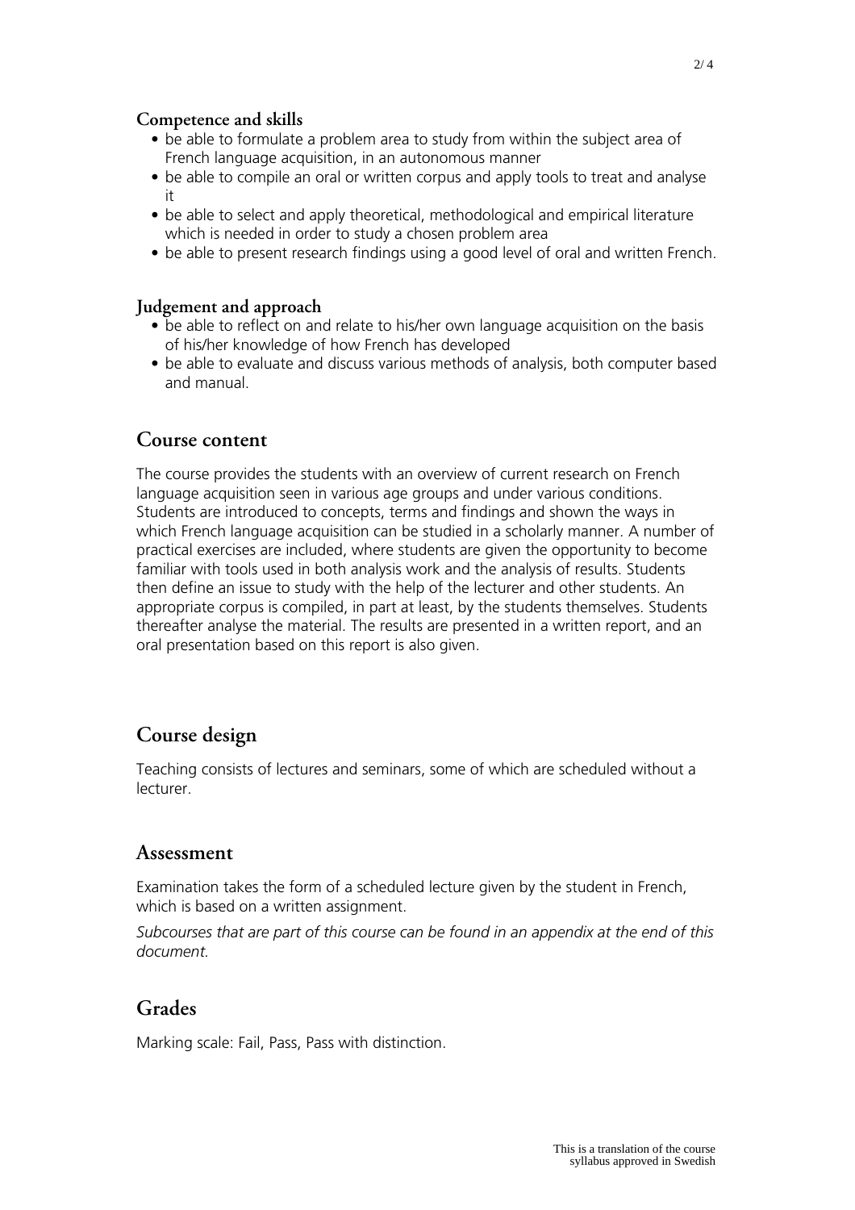### Competence and skills

- be able to formulate a problem area to study from within the subject area of French language acquisition, in an autonomous manner
- be able to compile an oral or written corpus and apply tools to treat and analyse it
- be able to select and apply theoretical, methodological and empirical literature which is needed in order to study a chosen problem area
- be able to present research findings using a good level of oral and written French.

### Judgement and approach

- be able to reflect on and relate to his/her own language acquisition on the basis of his/her knowledge of how French has developed
- be able to evaluate and discuss various methods of analysis, both computer based and manual.

## Course content

The course provides the students with an overview of current research on French language acquisition seen in various age groups and under various conditions. Students are introduced to concepts, terms and findings and shown the ways in which French language acquisition can be studied in a scholarly manner. A number of practical exercises are included, where students are given the opportunity to become familiar with tools used in both analysis work and the analysis of results. Students then define an issue to study with the help of the lecturer and other students. An appropriate corpus is compiled, in part at least, by the students themselves. Students thereafter analyse the material. The results are presented in a written report, and an oral presentation based on this report is also given.

## Course design

Teaching consists of lectures and seminars, some of which are scheduled without a lecturer.

## Assessment

Examination takes the form of a scheduled lecture given by the student in French, which is based on a written assignment.

*Subcourses that are part of this course can be found in an appendix at the end of this document.*

## Grades

Marking scale: Fail, Pass, Pass with distinction.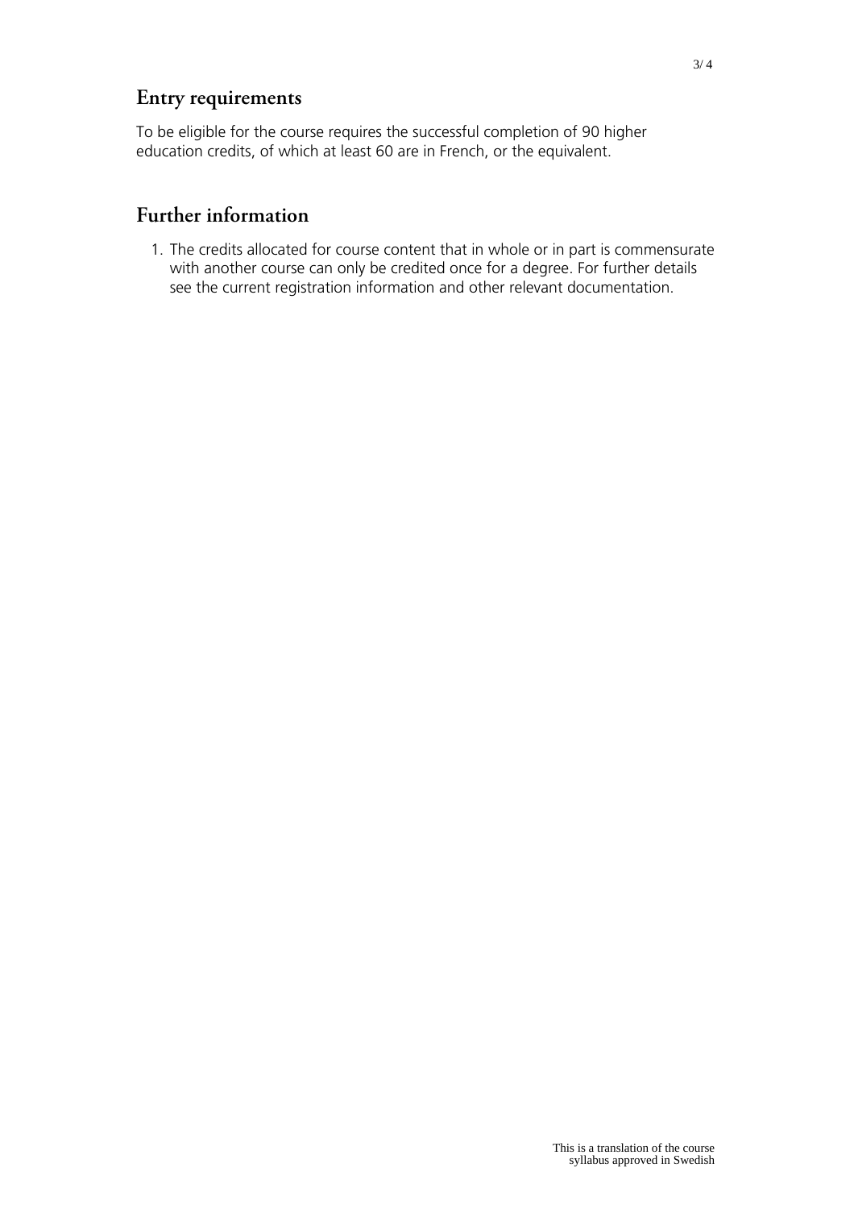## Entry requirements

To be eligible for the course requires the successful completion of 90 higher education credits, of which at least 60 are in French, or the equivalent.

## Further information

1. The credits allocated for course content that in whole or in part is commensurate with another course can only be credited once for a degree. For further details see the current registration information and other relevant documentation.

This is a translation of the course syllabus approved in Swedish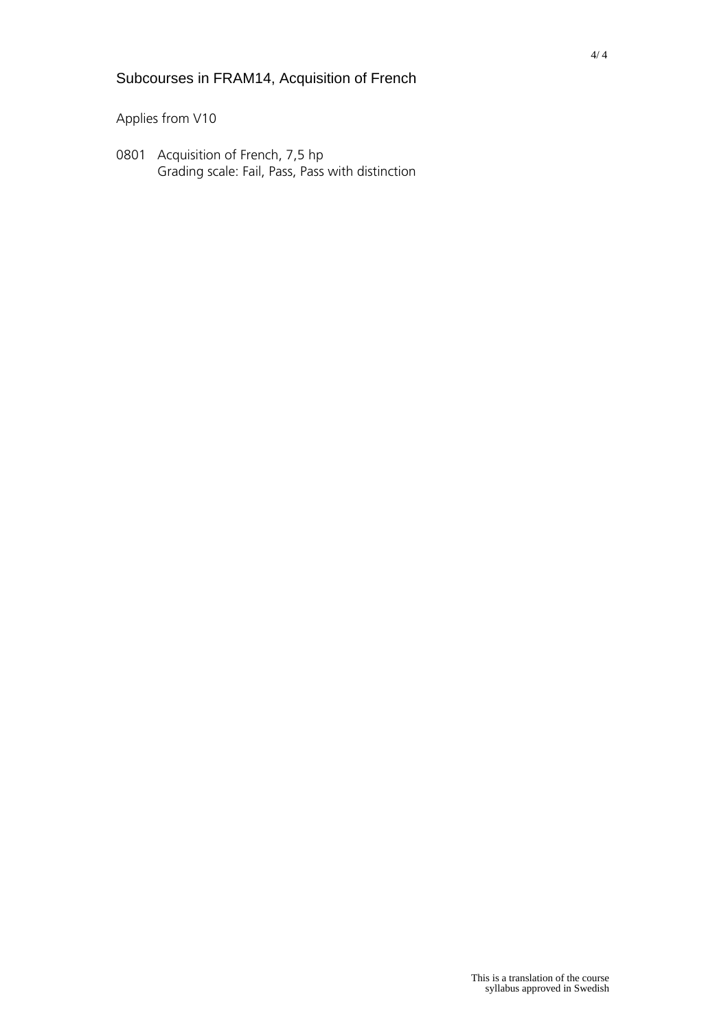## Subcourses in FRAM14, Acquisition of French

Applies from V10

0801 Acquisition of French, 7,5 hp
Grading scale: Fail, Pass, Pass with distinction

This is a translation of the course syllabus approved in Swedish